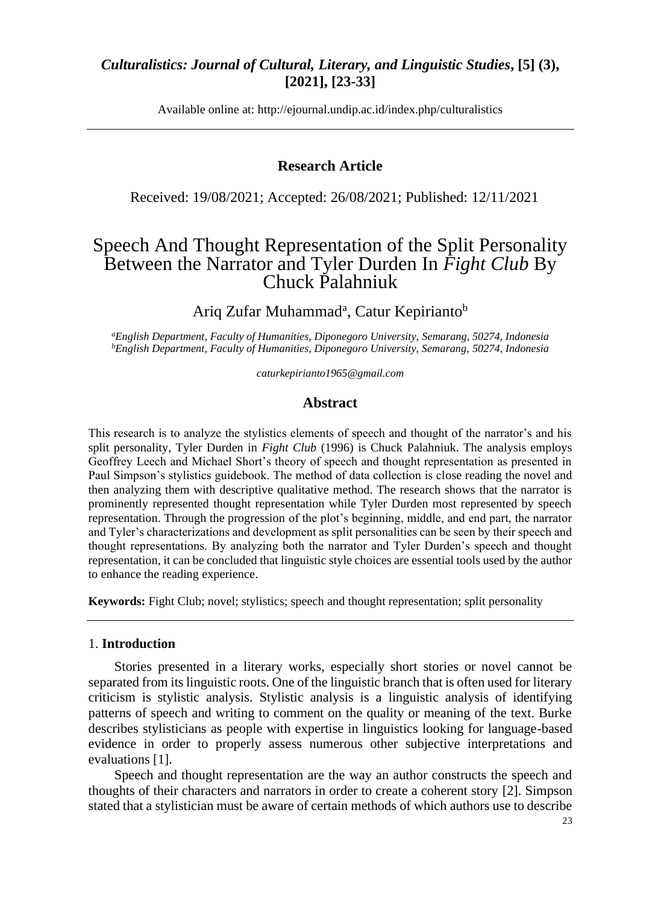*Culturalistics: Journal of Cultural, Literary, and Linguistic Studies*, **[5] (3), [2021], [23-33]**

Available online at: http://ejournal.undip.ac.id/index.php/culturalistics

**Research Article**

Received: 19/08/2021; Accepted: 26/08/2021; Published: 12/11/2021

# Speech And Thought Representation of the Split Personality Between the Narrator and Tyler Durden In *Fight Club* By Chuck Palahniuk

Ariq Zufar Muhammad[a], Catur Kepirianto[b]

[a]*English Department, Faculty of Humanities, Diponegoro University, Semarang, 50274, Indonesia*
[b]*English Department, Faculty of Humanities, Diponegoro University, Semarang, 50274, Indonesia*

*caturkepirianto1965@gmail.com*

## Abstract

This research is to analyze the stylistics elements of speech and thought of the narrator's and his split personality, Tyler Durden in *Fight Club* (1996) is Chuck Palahniuk. The analysis employs Geoffrey Leech and Michael Short's theory of speech and thought representation as presented in Paul Simpson's stylistics guidebook. The method of data collection is close reading the novel and then analyzing them with descriptive qualitative method. The research shows that the narrator is prominently represented thought representation while Tyler Durden most represented by speech representation. Through the progression of the plot's beginning, middle, and end part, the narrator and Tyler's characterizations and development as split personalities can be seen by their speech and thought representations. By analyzing both the narrator and Tyler Durden's speech and thought representation, it can be concluded that linguistic style choices are essential tools used by the author to enhance the reading experience.

**Keywords:** Fight Club; novel; stylistics; speech and thought representation; split personality

## 1. Introduction

Stories presented in a literary works, especially short stories or novel cannot be separated from its linguistic roots. One of the linguistic branch that is often used for literary criticism is stylistic analysis. Stylistic analysis is a linguistic analysis of identifying patterns of speech and writing to comment on the quality or meaning of the text. Burke describes stylisticians as people with expertise in linguistics looking for language-based evidence in order to properly assess numerous other subjective interpretations and evaluations [1].

Speech and thought representation are the way an author constructs the speech and thoughts of their characters and narrators in order to create a coherent story [2]. Simpson stated that a stylistician must be aware of certain methods of which authors use to describe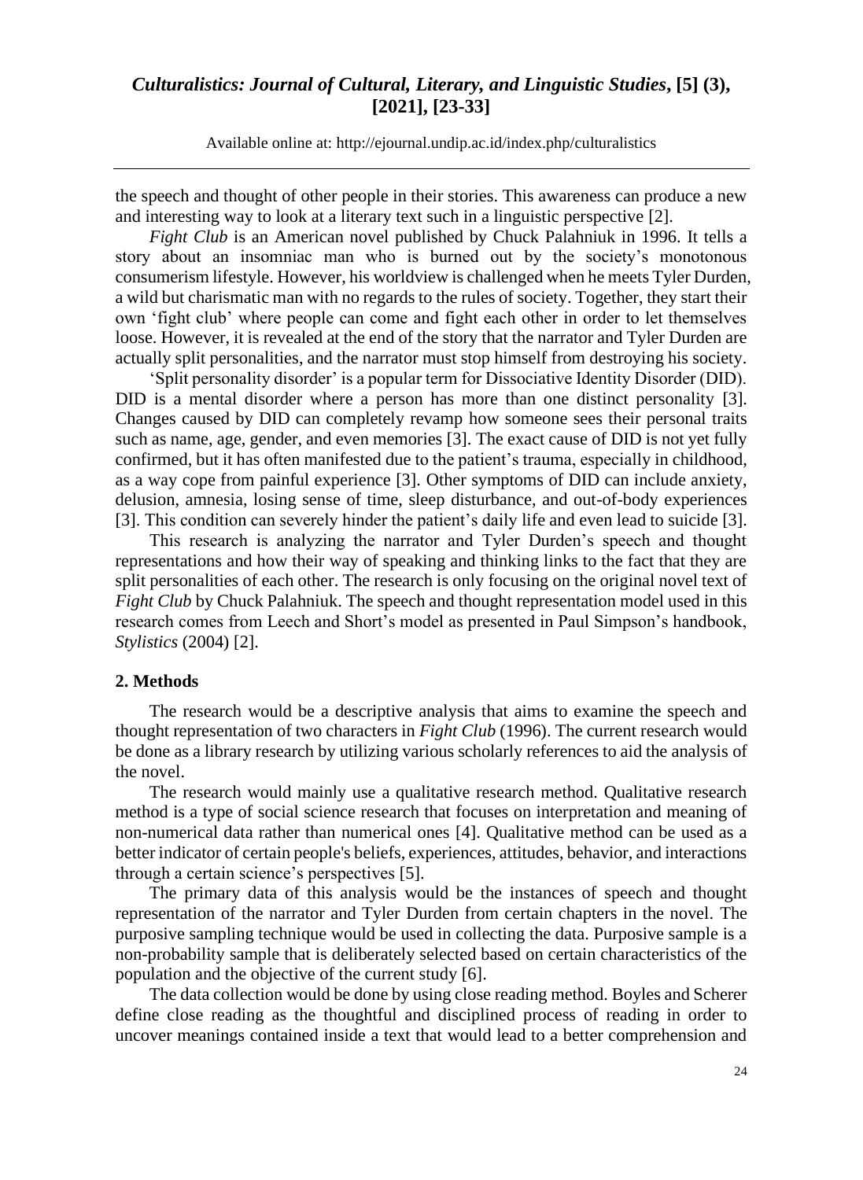the speech and thought of other people in their stories. This awareness can produce a new and interesting way to look at a literary text such in a linguistic perspective [2].

*Fight Club* is an American novel published by Chuck Palahniuk in 1996. It tells a story about an insomniac man who is burned out by the society's monotonous consumerism lifestyle. However, his worldview is challenged when he meets Tyler Durden, a wild but charismatic man with no regards to the rules of society. Together, they start their own 'fight club' where people can come and fight each other in order to let themselves loose. However, it is revealed at the end of the story that the narrator and Tyler Durden are actually split personalities, and the narrator must stop himself from destroying his society.

'Split personality disorder' is a popular term for Dissociative Identity Disorder (DID). DID is a mental disorder where a person has more than one distinct personality [3]. Changes caused by DID can completely revamp how someone sees their personal traits such as name, age, gender, and even memories [3]. The exact cause of DID is not yet fully confirmed, but it has often manifested due to the patient's trauma, especially in childhood, as a way cope from painful experience [3]. Other symptoms of DID can include anxiety, delusion, amnesia, losing sense of time, sleep disturbance, and out-of-body experiences [3]. This condition can severely hinder the patient's daily life and even lead to suicide [3].

This research is analyzing the narrator and Tyler Durden's speech and thought representations and how their way of speaking and thinking links to the fact that they are split personalities of each other. The research is only focusing on the original novel text of *Fight Club* by Chuck Palahniuk. The speech and thought representation model used in this research comes from Leech and Short's model as presented in Paul Simpson's handbook, *Stylistics* (2004) [2].

## 2. Methods

The research would be a descriptive analysis that aims to examine the speech and thought representation of two characters in *Fight Club* (1996). The current research would be done as a library research by utilizing various scholarly references to aid the analysis of the novel.

The research would mainly use a qualitative research method. Qualitative research method is a type of social science research that focuses on interpretation and meaning of non-numerical data rather than numerical ones [4]. Qualitative method can be used as a better indicator of certain people's beliefs, experiences, attitudes, behavior, and interactions through a certain science's perspectives [5].

The primary data of this analysis would be the instances of speech and thought representation of the narrator and Tyler Durden from certain chapters in the novel. The purposive sampling technique would be used in collecting the data. Purposive sample is a non-probability sample that is deliberately selected based on certain characteristics of the population and the objective of the current study [6].

The data collection would be done by using close reading method. Boyles and Scherer define close reading as the thoughtful and disciplined process of reading in order to uncover meanings contained inside a text that would lead to a better comprehension and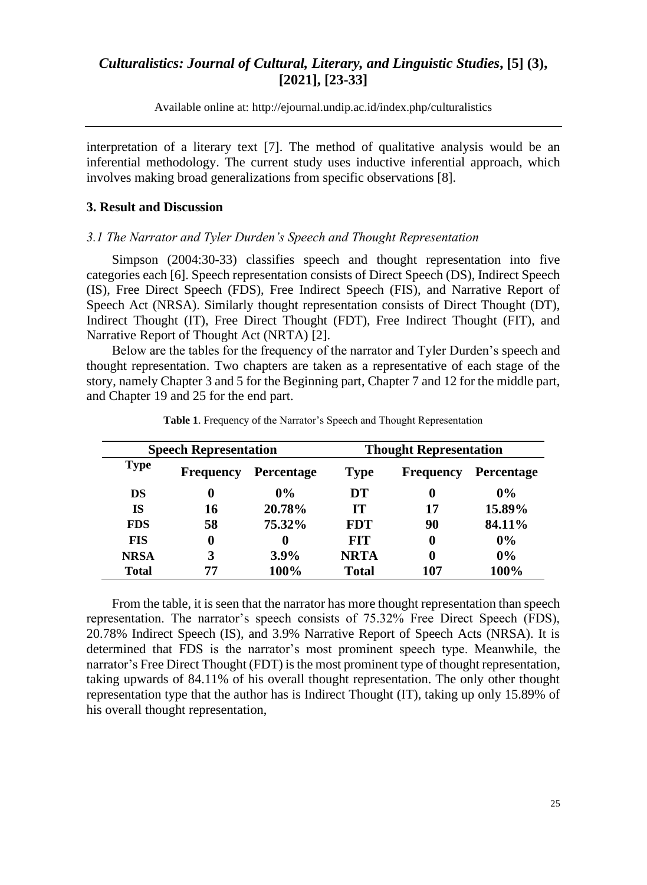interpretation of a literary text [7]. The method of qualitative analysis would be an inferential methodology. The current study uses inductive inferential approach, which involves making broad generalizations from specific observations [8].

## 3. Result and Discussion

### *3.1 The Narrator and Tyler Durden's Speech and Thought Representation*

Simpson (2004:30-33) classifies speech and thought representation into five categories each [6]. Speech representation consists of Direct Speech (DS), Indirect Speech (IS), Free Direct Speech (FDS), Free Indirect Speech (FIS), and Narrative Report of Speech Act (NRSA). Similarly thought representation consists of Direct Thought (DT), Indirect Thought (IT), Free Direct Thought (FDT), Free Indirect Thought (FIT), and Narrative Report of Thought Act (NRTA) [2].

Below are the tables for the frequency of the narrator and Tyler Durden's speech and thought representation. Two chapters are taken as a representative of each stage of the story, namely Chapter 3 and 5 for the Beginning part, Chapter 7 and 12 for the middle part, and Chapter 19 and 25 for the end part.

**Table 1**. Frequency of the Narrator's Speech and Thought Representation

| **Speech Representation** | | | **Thought Representation** | | |
|---|---|---|---|---|---|
| **Type** | **Frequency** | **Percentage** | **Type** | **Frequency** | **Percentage** |
| **DS** | **0** | **0%** | **DT** | **0** | **0%** |
| **IS** | **16** | **20.78%** | **IT** | **17** | **15.89%** |
| **FDS** | **58** | **75.32%** | **FDT** | **90** | **84.11%** |
| **FIS** | **0** | **0** | **FIT** | **0** | **0%** |
| **NRSA** | **3** | **3.9%** | **NRTA** | **0** | **0%** |
| **Total** | **77** | **100%** | **Total** | **107** | **100%** |

From the table, it is seen that the narrator has more thought representation than speech representation. The narrator's speech consists of 75.32% Free Direct Speech (FDS), 20.78% Indirect Speech (IS), and 3.9% Narrative Report of Speech Acts (NRSA). It is determined that FDS is the narrator's most prominent speech type. Meanwhile, the narrator's Free Direct Thought (FDT) is the most prominent type of thought representation, taking upwards of 84.11% of his overall thought representation. The only other thought representation type that the author has is Indirect Thought (IT), taking up only 15.89% of his overall thought representation,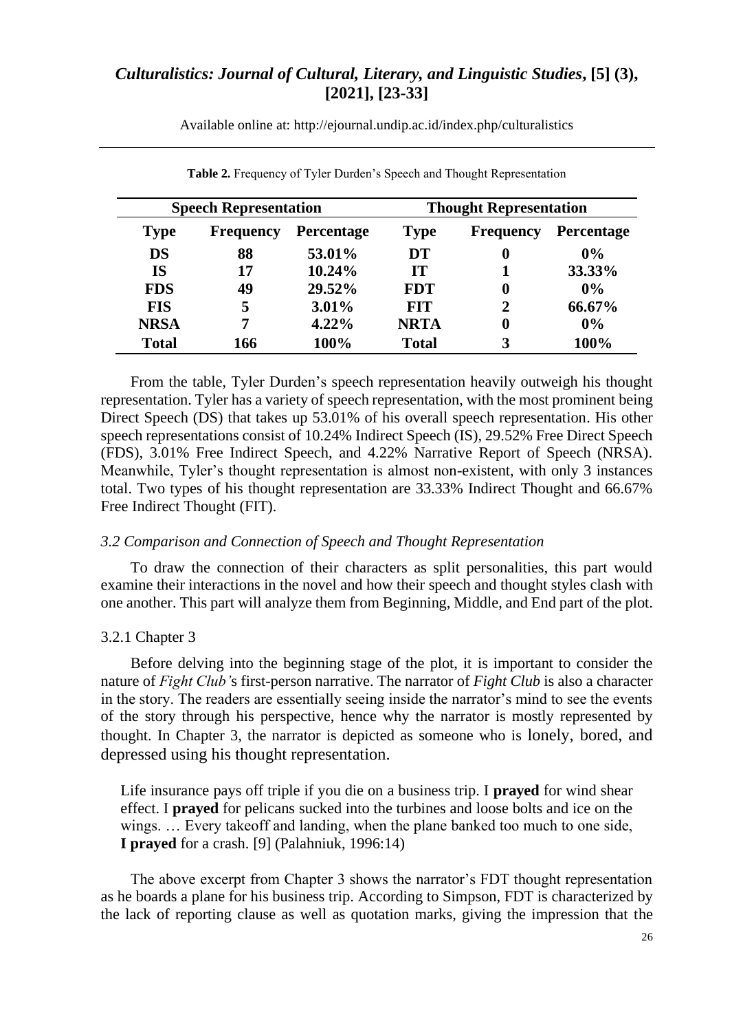**Table 2.** Frequency of Tyler Durden's Speech and Thought Representation

| Speech Representation | | | Thought Representation | | |
|---|---|---|---|---|---|
| **Type** | **Frequency** | **Percentage** | **Type** | **Frequency** | **Percentage** |
| **DS** | **88** | **53.01%** | **DT** | **0** | **0%** |
| **IS** | **17** | **10.24%** | **IT** | **1** | **33.33%** |
| **FDS** | **49** | **29.52%** | **FDT** | **0** | **0%** |
| **FIS** | **5** | **3.01%** | **FIT** | **2** | **66.67%** |
| **NRSA** | **7** | **4.22%** | **NRTA** | **0** | **0%** |
| **Total** | **166** | **100%** | **Total** | **3** | **100%** |

From the table, Tyler Durden's speech representation heavily outweigh his thought representation. Tyler has a variety of speech representation, with the most prominent being Direct Speech (DS) that takes up 53.01% of his overall speech representation. His other speech representations consist of 10.24% Indirect Speech (IS), 29.52% Free Direct Speech (FDS), 3.01% Free Indirect Speech, and 4.22% Narrative Report of Speech (NRSA). Meanwhile, Tyler's thought representation is almost non-existent, with only 3 instances total. Two types of his thought representation are 33.33% Indirect Thought and 66.67% Free Indirect Thought (FIT).

### *3.2 Comparison and Connection of Speech and Thought Representation*

To draw the connection of their characters as split personalities, this part would examine their interactions in the novel and how their speech and thought styles clash with one another. This part will analyze them from Beginning, Middle, and End part of the plot.

#### 3.2.1 Chapter 3

Before delving into the beginning stage of the plot, it is important to consider the nature of *Fight Club'*s first-person narrative. The narrator of *Fight Club* is also a character in the story. The readers are essentially seeing inside the narrator's mind to see the events of the story through his perspective, hence why the narrator is mostly represented by thought. In Chapter 3, the narrator is depicted as someone who is lonely, bored, and depressed using his thought representation.

> Life insurance pays off triple if you die on a business trip. I **prayed** for wind shear effect. I **prayed** for pelicans sucked into the turbines and loose bolts and ice on the wings. … Every takeoff and landing, when the plane banked too much to one side, **I prayed** for a crash. [9] (Palahniuk, 1996:14)

The above excerpt from Chapter 3 shows the narrator's FDT thought representation as he boards a plane for his business trip. According to Simpson, FDT is characterized by the lack of reporting clause as well as quotation marks, giving the impression that the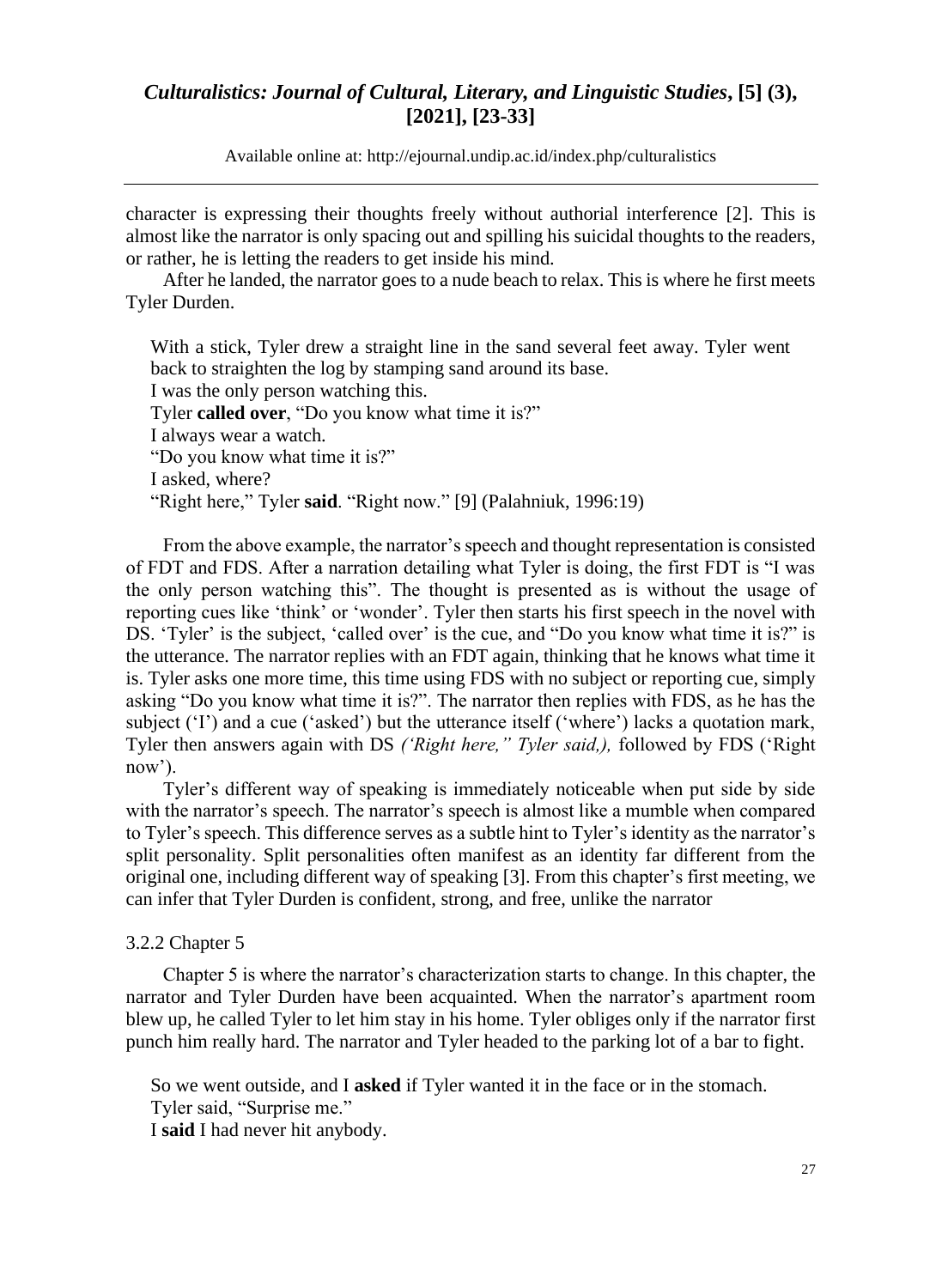character is expressing their thoughts freely without authorial interference [2]. This is almost like the narrator is only spacing out and spilling his suicidal thoughts to the readers, or rather, he is letting the readers to get inside his mind.

After he landed, the narrator goes to a nude beach to relax. This is where he first meets Tyler Durden.

> With a stick, Tyler drew a straight line in the sand several feet away. Tyler went back to straighten the log by stamping sand around its base.
> I was the only person watching this.
> Tyler **called over**, "Do you know what time it is?"
> I always wear a watch.
> "Do you know what time it is?"
> I asked, where?
> "Right here," Tyler **said**. "Right now." [9] (Palahniuk, 1996:19)

From the above example, the narrator's speech and thought representation is consisted of FDT and FDS. After a narration detailing what Tyler is doing, the first FDT is "I was the only person watching this". The thought is presented as is without the usage of reporting cues like 'think' or 'wonder'. Tyler then starts his first speech in the novel with DS. 'Tyler' is the subject, 'called over' is the cue, and "Do you know what time it is?" is the utterance. The narrator replies with an FDT again, thinking that he knows what time it is. Tyler asks one more time, this time using FDS with no subject or reporting cue, simply asking "Do you know what time it is?". The narrator then replies with FDS, as he has the subject ('I') and a cue ('asked') but the utterance itself ('where') lacks a quotation mark, Tyler then answers again with DS *('Right here," Tyler said,),* followed by FDS ('Right now').

Tyler's different way of speaking is immediately noticeable when put side by side with the narrator's speech. The narrator's speech is almost like a mumble when compared to Tyler's speech. This difference serves as a subtle hint to Tyler's identity as the narrator's split personality. Split personalities often manifest as an identity far different from the original one, including different way of speaking [3]. From this chapter's first meeting, we can infer that Tyler Durden is confident, strong, and free, unlike the narrator

### 3.2.2 Chapter 5

Chapter 5 is where the narrator's characterization starts to change. In this chapter, the narrator and Tyler Durden have been acquainted. When the narrator's apartment room blew up, he called Tyler to let him stay in his home. Tyler obliges only if the narrator first punch him really hard. The narrator and Tyler headed to the parking lot of a bar to fight.

> So we went outside, and I **asked** if Tyler wanted it in the face or in the stomach.
> Tyler said, "Surprise me."
> I **said** I had never hit anybody.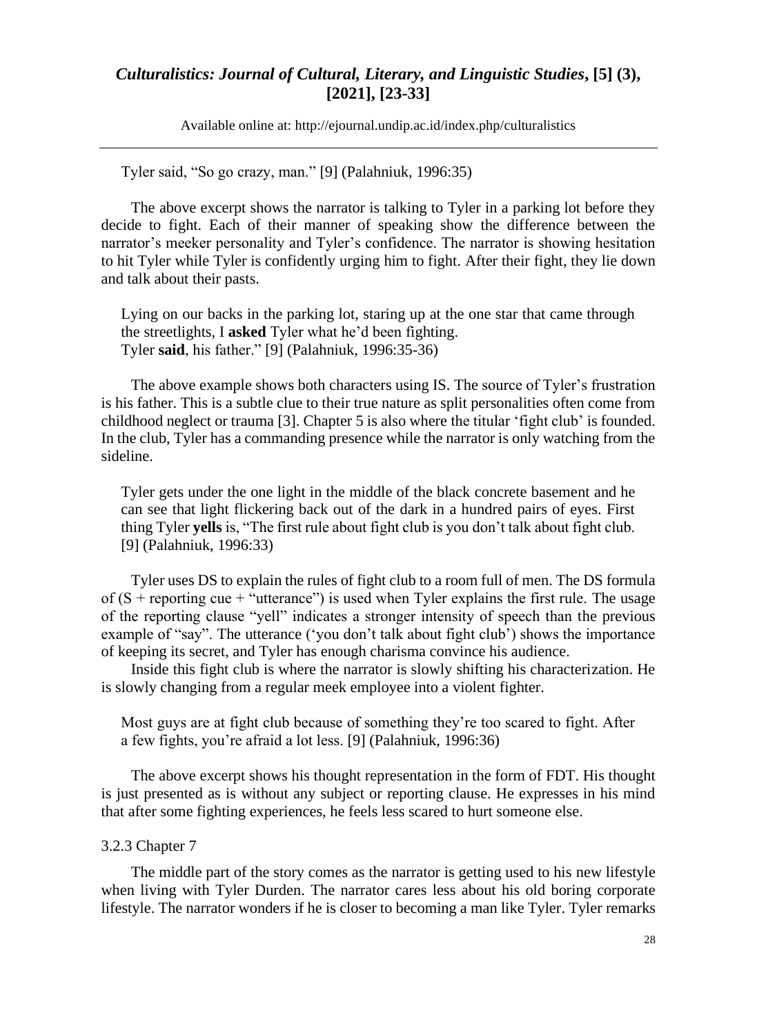Tyler said, "So go crazy, man." [9] (Palahniuk, 1996:35)

The above excerpt shows the narrator is talking to Tyler in a parking lot before they decide to fight. Each of their manner of speaking show the difference between the narrator's meeker personality and Tyler's confidence. The narrator is showing hesitation to hit Tyler while Tyler is confidently urging him to fight. After their fight, they lie down and talk about their pasts.

> Lying on our backs in the parking lot, staring up at the one star that came through the streetlights, I **asked** Tyler what he'd been fighting.
> Tyler **said**, his father." [9] (Palahniuk, 1996:35-36)

The above example shows both characters using IS. The source of Tyler's frustration is his father. This is a subtle clue to their true nature as split personalities often come from childhood neglect or trauma [3]. Chapter 5 is also where the titular 'fight club' is founded. In the club, Tyler has a commanding presence while the narrator is only watching from the sideline.

> Tyler gets under the one light in the middle of the black concrete basement and he can see that light flickering back out of the dark in a hundred pairs of eyes. First thing Tyler **yells** is, "The first rule about fight club is you don't talk about fight club. [9] (Palahniuk, 1996:33)

Tyler uses DS to explain the rules of fight club to a room full of men. The DS formula of (S + reporting cue + "utterance") is used when Tyler explains the first rule. The usage of the reporting clause "yell" indicates a stronger intensity of speech than the previous example of "say". The utterance ('you don't talk about fight club') shows the importance of keeping its secret, and Tyler has enough charisma convince his audience.

Inside this fight club is where the narrator is slowly shifting his characterization. He is slowly changing from a regular meek employee into a violent fighter.

> Most guys are at fight club because of something they're too scared to fight. After a few fights, you're afraid a lot less. [9] (Palahniuk, 1996:36)

The above excerpt shows his thought representation in the form of FDT. His thought is just presented as is without any subject or reporting clause. He expresses in his mind that after some fighting experiences, he feels less scared to hurt someone else.

### 3.2.3 Chapter 7

The middle part of the story comes as the narrator is getting used to his new lifestyle when living with Tyler Durden. The narrator cares less about his old boring corporate lifestyle. The narrator wonders if he is closer to becoming a man like Tyler. Tyler remarks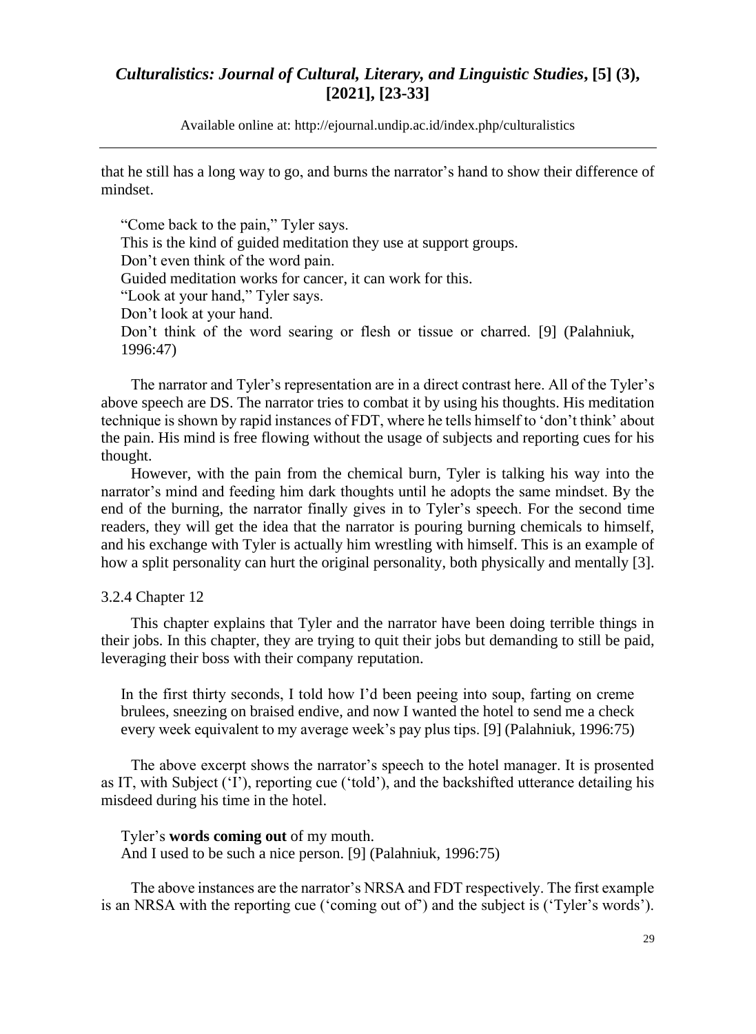that he still has a long way to go, and burns the narrator's hand to show their difference of mindset.

> "Come back to the pain," Tyler says.
> This is the kind of guided meditation they use at support groups.
> Don't even think of the word pain.
> Guided meditation works for cancer, it can work for this.
> "Look at your hand," Tyler says.
> Don't look at your hand.
> Don't think of the word searing or flesh or tissue or charred. [9] (Palahniuk, 1996:47)

The narrator and Tyler's representation are in a direct contrast here. All of the Tyler's above speech are DS. The narrator tries to combat it by using his thoughts. His meditation technique is shown by rapid instances of FDT, where he tells himself to 'don't think' about the pain. His mind is free flowing without the usage of subjects and reporting cues for his thought.

However, with the pain from the chemical burn, Tyler is talking his way into the narrator's mind and feeding him dark thoughts until he adopts the same mindset. By the end of the burning, the narrator finally gives in to Tyler's speech. For the second time readers, they will get the idea that the narrator is pouring burning chemicals to himself, and his exchange with Tyler is actually him wrestling with himself. This is an example of how a split personality can hurt the original personality, both physically and mentally [3].

### 3.2.4 Chapter 12

This chapter explains that Tyler and the narrator have been doing terrible things in their jobs. In this chapter, they are trying to quit their jobs but demanding to still be paid, leveraging their boss with their company reputation.

> In the first thirty seconds, I told how I'd been peeing into soup, farting on creme brulees, sneezing on braised endive, and now I wanted the hotel to send me a check every week equivalent to my average week's pay plus tips. [9] (Palahniuk, 1996:75)

The above excerpt shows the narrator's speech to the hotel manager. It is prosented as IT, with Subject ('I'), reporting cue ('told'), and the backshifted utterance detailing his misdeed during his time in the hotel.

> Tyler's **words coming out** of my mouth.
> And I used to be such a nice person. [9] (Palahniuk, 1996:75)

The above instances are the narrator's NRSA and FDT respectively. The first example is an NRSA with the reporting cue ('coming out of') and the subject is ('Tyler's words').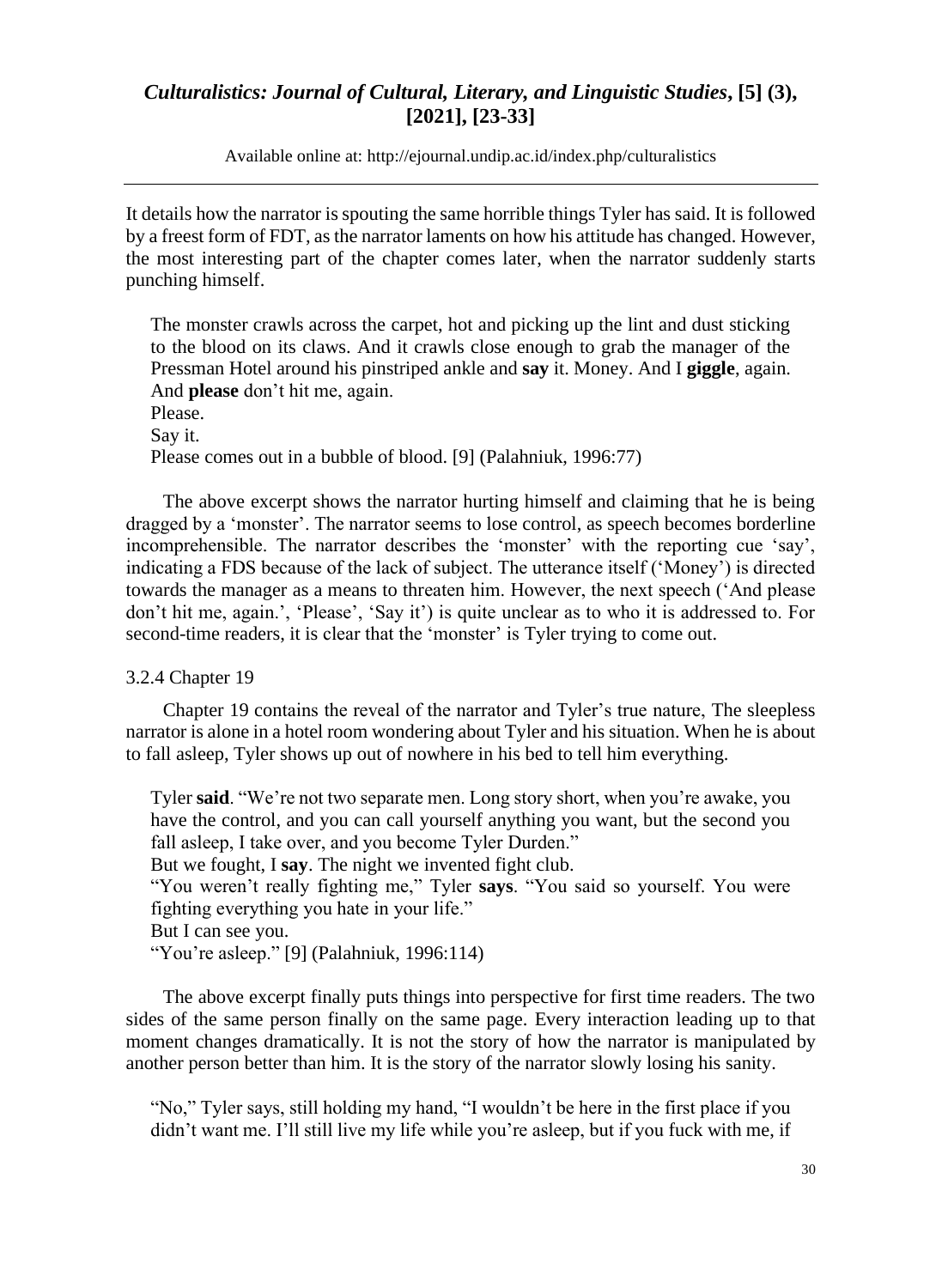It details how the narrator is spouting the same horrible things Tyler has said. It is followed by a freest form of FDT, as the narrator laments on how his attitude has changed. However, the most interesting part of the chapter comes later, when the narrator suddenly starts punching himself.

> The monster crawls across the carpet, hot and picking up the lint and dust sticking to the blood on its claws. And it crawls close enough to grab the manager of the Pressman Hotel around his pinstriped ankle and **say** it. Money. And I **giggle**, again. And **please** don't hit me, again.
> Please.
> Say it.
> Please comes out in a bubble of blood. [9] (Palahniuk, 1996:77)

The above excerpt shows the narrator hurting himself and claiming that he is being dragged by a 'monster'. The narrator seems to lose control, as speech becomes borderline incomprehensible. The narrator describes the 'monster' with the reporting cue 'say', indicating a FDS because of the lack of subject. The utterance itself ('Money') is directed towards the manager as a means to threaten him. However, the next speech ('And please don't hit me, again.', 'Please', 'Say it') is quite unclear as to who it is addressed to. For second-time readers, it is clear that the 'monster' is Tyler trying to come out.

#### 3.2.4 Chapter 19

Chapter 19 contains the reveal of the narrator and Tyler's true nature, The sleepless narrator is alone in a hotel room wondering about Tyler and his situation. When he is about to fall asleep, Tyler shows up out of nowhere in his bed to tell him everything.

> Tyler **said**. "We're not two separate men. Long story short, when you're awake, you have the control, and you can call yourself anything you want, but the second you fall asleep, I take over, and you become Tyler Durden."
> But we fought, I **say**. The night we invented fight club.
> "You weren't really fighting me," Tyler **says**. "You said so yourself. You were fighting everything you hate in your life."
> But I can see you.
> "You're asleep." [9] (Palahniuk, 1996:114)

The above excerpt finally puts things into perspective for first time readers. The two sides of the same person finally on the same page. Every interaction leading up to that moment changes dramatically. It is not the story of how the narrator is manipulated by another person better than him. It is the story of the narrator slowly losing his sanity.

> "No," Tyler says, still holding my hand, "I wouldn't be here in the first place if you didn't want me. I'll still live my life while you're asleep, but if you fuck with me, if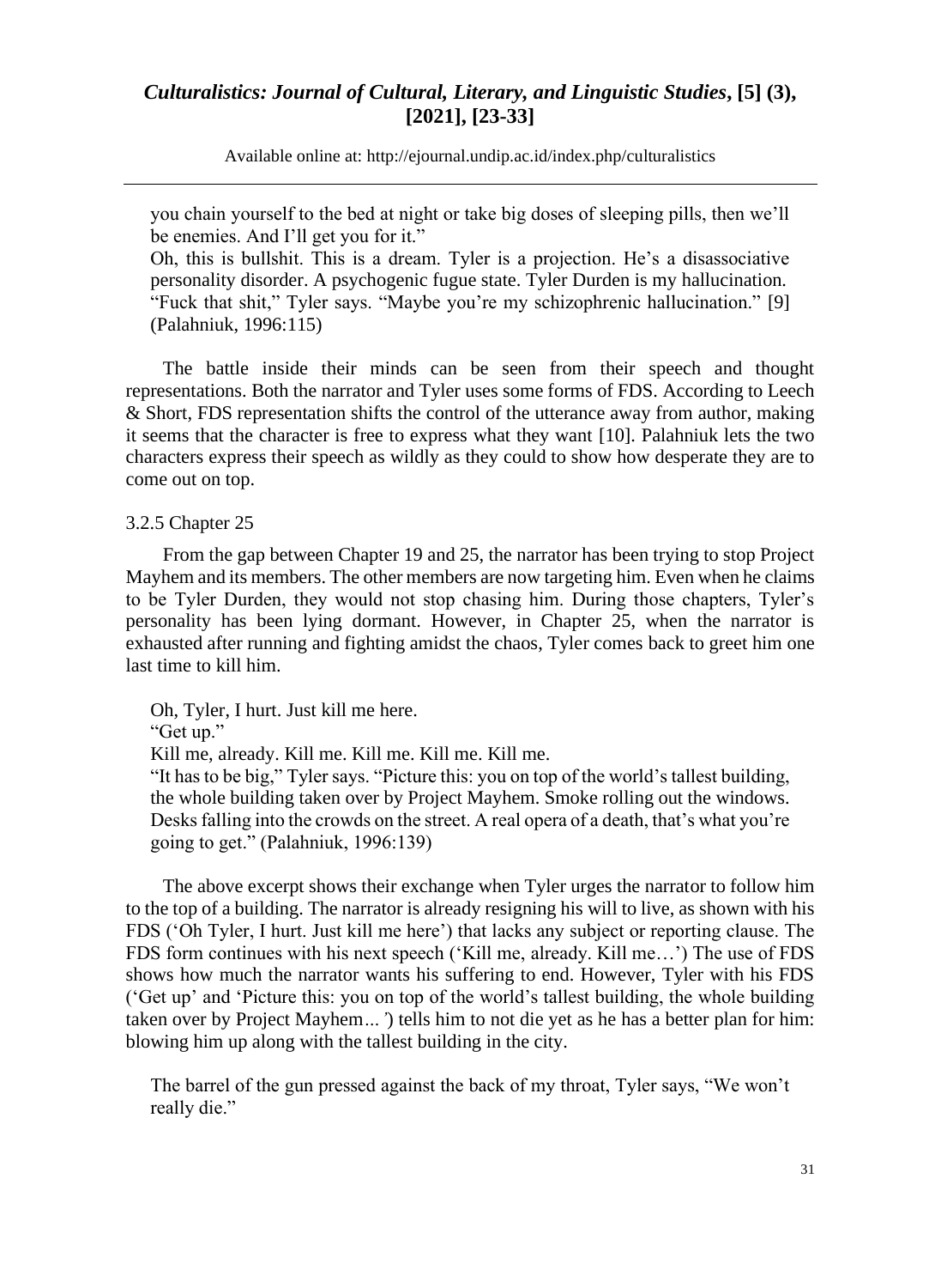> you chain yourself to the bed at night or take big doses of sleeping pills, then we'll be enemies. And I'll get you for it."
> Oh, this is bullshit. This is a dream. Tyler is a projection. He's a disassociative personality disorder. A psychogenic fugue state. Tyler Durden is my hallucination.
> "Fuck that shit," Tyler says. "Maybe you're my schizophrenic hallucination." [9] (Palahniuk, 1996:115)

The battle inside their minds can be seen from their speech and thought representations. Both the narrator and Tyler uses some forms of FDS. According to Leech & Short, FDS representation shifts the control of the utterance away from author, making it seems that the character is free to express what they want [10]. Palahniuk lets the two characters express their speech as wildly as they could to show how desperate they are to come out on top.

3.2.5 Chapter 25

From the gap between Chapter 19 and 25, the narrator has been trying to stop Project Mayhem and its members. The other members are now targeting him. Even when he claims to be Tyler Durden, they would not stop chasing him. During those chapters, Tyler's personality has been lying dormant. However, in Chapter 25, when the narrator is exhausted after running and fighting amidst the chaos, Tyler comes back to greet him one last time to kill him.

> Oh, Tyler, I hurt. Just kill me here.
> "Get up."
> Kill me, already. Kill me. Kill me. Kill me. Kill me.
> "It has to be big," Tyler says. "Picture this: you on top of the world's tallest building, the whole building taken over by Project Mayhem. Smoke rolling out the windows. Desks falling into the crowds on the street. A real opera of a death, that's what you're going to get." (Palahniuk, 1996:139)

The above excerpt shows their exchange when Tyler urges the narrator to follow him to the top of a building. The narrator is already resigning his will to live, as shown with his FDS ('Oh Tyler, I hurt. Just kill me here') that lacks any subject or reporting clause. The FDS form continues with his next speech ('Kill me, already. Kill me…') The use of FDS shows how much the narrator wants his suffering to end. However, Tyler with his FDS ('Get up' and 'Picture this: you on top of the world's tallest building, the whole building taken over by Project Mayhem… ') tells him to not die yet as he has a better plan for him: blowing him up along with the tallest building in the city.

> The barrel of the gun pressed against the back of my throat, Tyler says, "We won't really die."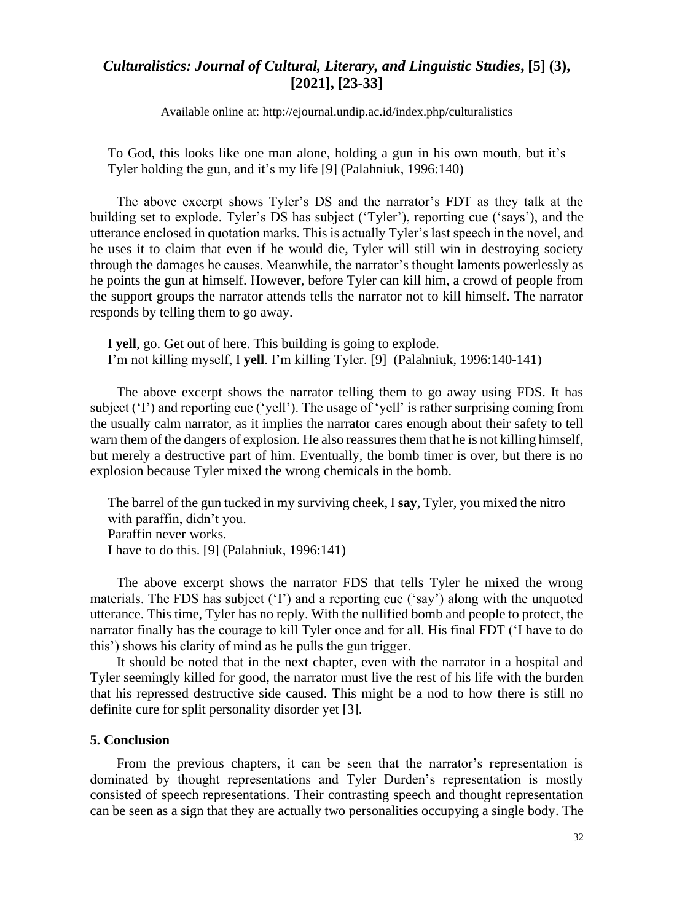To God, this looks like one man alone, holding a gun in his own mouth, but it's Tyler holding the gun, and it's my life [9] (Palahniuk, 1996:140)

The above excerpt shows Tyler's DS and the narrator's FDT as they talk at the building set to explode. Tyler's DS has subject ('Tyler'), reporting cue ('says'), and the utterance enclosed in quotation marks. This is actually Tyler's last speech in the novel, and he uses it to claim that even if he would die, Tyler will still win in destroying society through the damages he causes. Meanwhile, the narrator's thought laments powerlessly as he points the gun at himself. However, before Tyler can kill him, a crowd of people from the support groups the narrator attends tells the narrator not to kill himself. The narrator responds by telling them to go away.

> I **yell**, go. Get out of here. This building is going to explode.
> I'm not killing myself, I **yell**. I'm killing Tyler. [9] (Palahniuk, 1996:140-141)

The above excerpt shows the narrator telling them to go away using FDS. It has subject ('I') and reporting cue ('yell'). The usage of 'yell' is rather surprising coming from the usually calm narrator, as it implies the narrator cares enough about their safety to tell warn them of the dangers of explosion. He also reassures them that he is not killing himself, but merely a destructive part of him. Eventually, the bomb timer is over, but there is no explosion because Tyler mixed the wrong chemicals in the bomb.

> The barrel of the gun tucked in my surviving cheek, I **say**, Tyler, you mixed the nitro with paraffin, didn't you.
> Paraffin never works.
> I have to do this. [9] (Palahniuk, 1996:141)

The above excerpt shows the narrator FDS that tells Tyler he mixed the wrong materials. The FDS has subject ('I') and a reporting cue ('say') along with the unquoted utterance. This time, Tyler has no reply. With the nullified bomb and people to protect, the narrator finally has the courage to kill Tyler once and for all. His final FDT ('I have to do this') shows his clarity of mind as he pulls the gun trigger.

It should be noted that in the next chapter, even with the narrator in a hospital and Tyler seemingly killed for good, the narrator must live the rest of his life with the burden that his repressed destructive side caused. This might be a nod to how there is still no definite cure for split personality disorder yet [3].

## 5. Conclusion

From the previous chapters, it can be seen that the narrator's representation is dominated by thought representations and Tyler Durden's representation is mostly consisted of speech representations. Their contrasting speech and thought representation can be seen as a sign that they are actually two personalities occupying a single body. The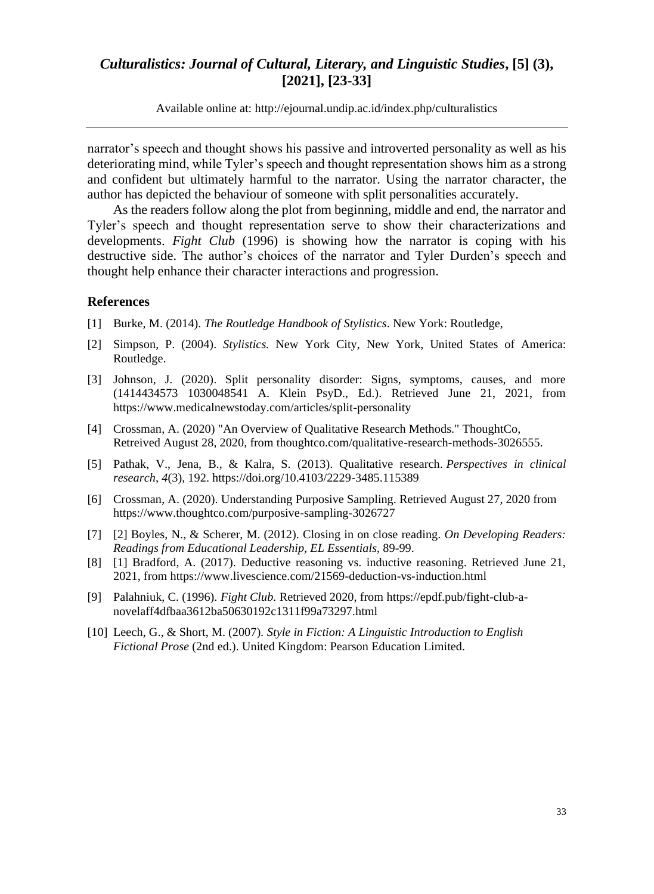narrator's speech and thought shows his passive and introverted personality as well as his deteriorating mind, while Tyler's speech and thought representation shows him as a strong and confident but ultimately harmful to the narrator. Using the narrator character, the author has depicted the behaviour of someone with split personalities accurately.

As the readers follow along the plot from beginning, middle and end, the narrator and Tyler's speech and thought representation serve to show their characterizations and developments. *Fight Club* (1996) is showing how the narrator is coping with his destructive side. The author's choices of the narrator and Tyler Durden's speech and thought help enhance their character interactions and progression.

## References

[1] Burke, M. (2014). *The Routledge Handbook of Stylistics*. New York: Routledge,

[2] Simpson, P. (2004). *Stylistics.* New York City, New York, United States of America: Routledge.

[3] Johnson, J. (2020). Split personality disorder: Signs, symptoms, causes, and more (1414434573 1030048541 A. Klein PsyD., Ed.). Retrieved June 21, 2021, from https://www.medicalnewstoday.com/articles/split-personality

[4] Crossman, A. (2020) "An Overview of Qualitative Research Methods." ThoughtCo, Retreived August 28, 2020, from thoughtco.com/qualitative-research-methods-3026555.

[5] Pathak, V., Jena, B., & Kalra, S. (2013). Qualitative research. *Perspectives in clinical research*, *4*(3), 192. https://doi.org/10.4103/2229-3485.115389

[6] Crossman, A. (2020). Understanding Purposive Sampling. Retrieved August 27, 2020 from https://www.thoughtco.com/purposive-sampling-3026727

[7] [2] Boyles, N., & Scherer, M. (2012). Closing in on close reading. *On Developing Readers: Readings from Educational Leadership, EL Essentials*, 89-99.

[8] [1] Bradford, A. (2017). Deductive reasoning vs. inductive reasoning. Retrieved June 21, 2021, from https://www.livescience.com/21569-deduction-vs-induction.html

[9] Palahniuk, C. (1996). *Fight Club.* Retrieved 2020, from https://epdf.pub/fight-club-a-novelaff4dfbaa3612ba50630192c1311f99a73297.html

[10] Leech, G., & Short, M. (2007). *Style in Fiction: A Linguistic Introduction to English Fictional Prose* (2nd ed.). United Kingdom: Pearson Education Limited.